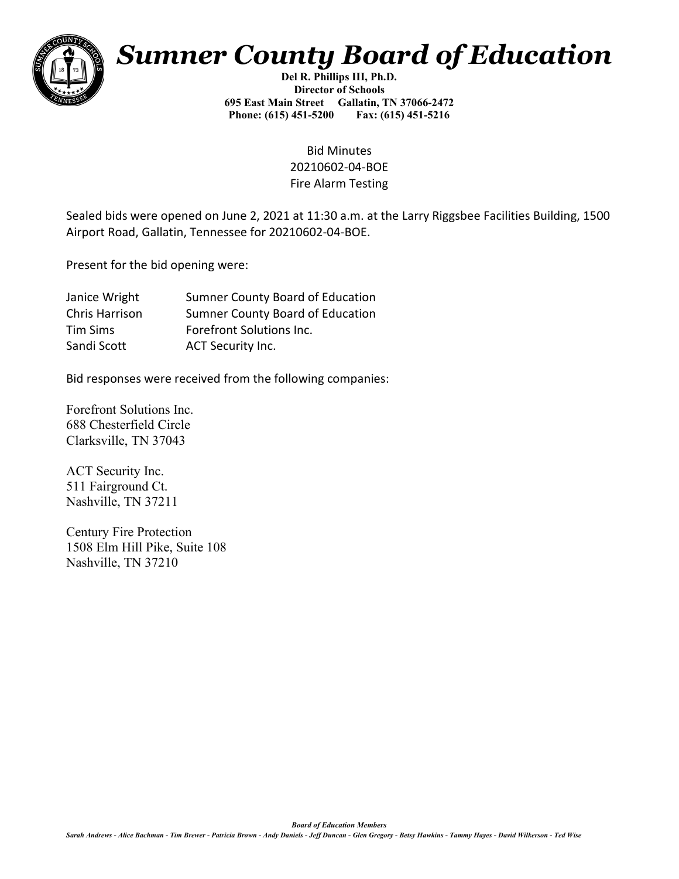# *Sumner County Board of Education*

**Del R. Phillips III, Ph.D.**
**Director of Schools**
**695 East Main Street Gallatin, TN 37066-2472**
**Phone: (615) 451-5200 Fax: (615) 451-5216**

Bid Minutes
20210602-04-BOE
Fire Alarm Testing

Sealed bids were opened on June 2, 2021 at 11:30 a.m. at the Larry Riggsbee Facilities Building, 1500 Airport Road, Gallatin, Tennessee for 20210602-04-BOE.

Present for the bid opening were:

| | |
|---|---|
| Janice Wright | Sumner County Board of Education |
| Chris Harrison | Sumner County Board of Education |
| Tim Sims | Forefront Solutions Inc. |
| Sandi Scott | ACT Security Inc. |

Bid responses were received from the following companies:

Forefront Solutions Inc.
688 Chesterfield Circle
Clarksville, TN 37043

ACT Security Inc.
511 Fairground Ct.
Nashville, TN 37211

Century Fire Protection
1508 Elm Hill Pike, Suite 108
Nashville, TN 37210

***Board of Education Members***
*Sarah Andrews - Alice Bachman - Tim Brewer - Patricia Brown - Andy Daniels - Jeff Duncan - Glen Gregory - Betsy Hawkins - Tammy Hayes - David Wilkerson - Ted Wise*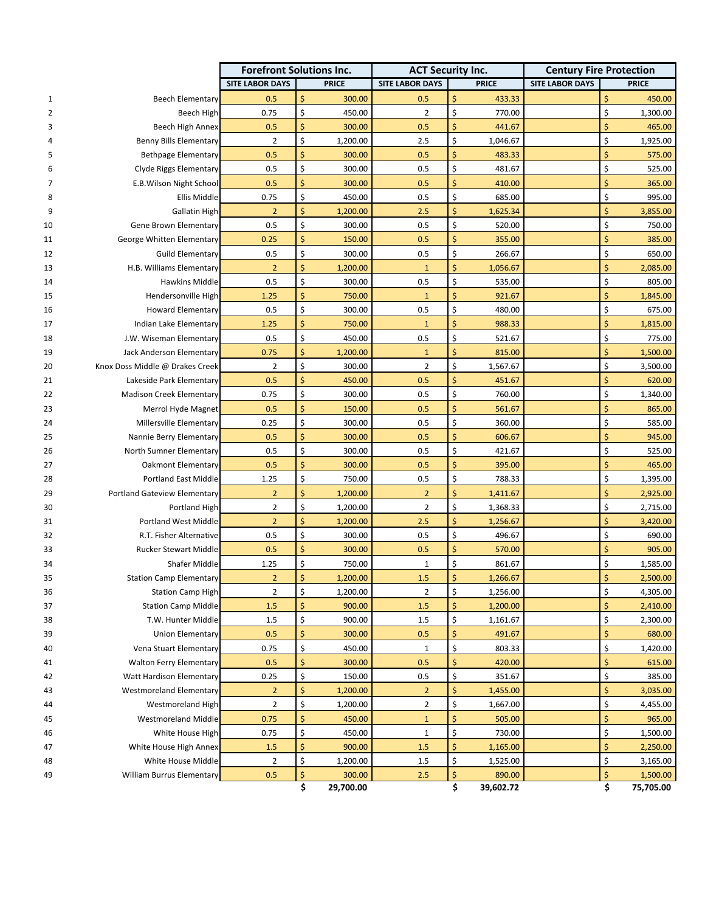| | | Forefront Solutions Inc. | | ACT Security Inc. | | Century Fire Protection | |
|---|---|---|---|---|---|---|---|
| | | SITE LABOR DAYS | PRICE | SITE LABOR DAYS | PRICE | SITE LABOR DAYS | PRICE |
| 1 | Beech Elementary | 0.5 | $ 300.00 | 0.5 | $ 433.33 | | $ 450.00 |
| 2 | Beech High | 0.75 | $ 450.00 | 2 | $ 770.00 | | $ 1,300.00 |
| 3 | Beech High Annex | 0.5 | $ 300.00 | 0.5 | $ 441.67 | | $ 465.00 |
| 4 | Benny Bills Elementary | 2 | $ 1,200.00 | 2.5 | $ 1,046.67 | | $ 1,925.00 |
| 5 | Bethpage Elementary | 0.5 | $ 300.00 | 0.5 | $ 483.33 | | $ 575.00 |
| 6 | Clyde Riggs Elementary | 0.5 | $ 300.00 | 0.5 | $ 481.67 | | $ 525.00 |
| 7 | E.B.Wilson Night School | 0.5 | $ 300.00 | 0.5 | $ 410.00 | | $ 365.00 |
| 8 | Ellis Middle | 0.75 | $ 450.00 | 0.5 | $ 685.00 | | $ 995.00 |
| 9 | Gallatin High | 2 | $ 1,200.00 | 2.5 | $ 1,625.34 | | $ 3,855.00 |
| 10 | Gene Brown Elementary | 0.5 | $ 300.00 | 0.5 | $ 520.00 | | $ 750.00 |
| 11 | George Whitten Elementary | 0.25 | $ 150.00 | 0.5 | $ 355.00 | | $ 385.00 |
| 12 | Guild Elementary | 0.5 | $ 300.00 | 0.5 | $ 266.67 | | $ 650.00 |
| 13 | H.B. Williams Elementary | 2 | $ 1,200.00 | 1 | $ 1,056.67 | | $ 2,085.00 |
| 14 | Hawkins Middle | 0.5 | $ 300.00 | 0.5 | $ 535.00 | | $ 805.00 |
| 15 | Hendersonville High | 1.25 | $ 750.00 | 1 | $ 921.67 | | $ 1,845.00 |
| 16 | Howard Elementary | 0.5 | $ 300.00 | 0.5 | $ 480.00 | | $ 675.00 |
| 17 | Indian Lake Elementary | 1.25 | $ 750.00 | 1 | $ 988.33 | | $ 1,815.00 |
| 18 | J.W. Wiseman Elementary | 0.5 | $ 450.00 | 0.5 | $ 521.67 | | $ 775.00 |
| 19 | Jack Anderson Elementary | 0.75 | $ 1,200.00 | 1 | $ 815.00 | | $ 1,500.00 |
| 20 | Knox Doss Middle @ Drakes Creek | 2 | $ 300.00 | 2 | $ 1,567.67 | | $ 3,500.00 |
| 21 | Lakeside Park Elementary | 0.5 | $ 450.00 | 0.5 | $ 451.67 | | $ 620.00 |
| 22 | Madison Creek Elementary | 0.75 | $ 300.00 | 0.5 | $ 760.00 | | $ 1,340.00 |
| 23 | Merrol Hyde Magnet | 0.5 | $ 150.00 | 0.5 | $ 561.67 | | $ 865.00 |
| 24 | Millersville Elementary | 0.25 | $ 300.00 | 0.5 | $ 360.00 | | $ 585.00 |
| 25 | Nannie Berry Elementary | 0.5 | $ 300.00 | 0.5 | $ 606.67 | | $ 945.00 |
| 26 | North Sumner Elementary | 0.5 | $ 300.00 | 0.5 | $ 421.67 | | $ 525.00 |
| 27 | Oakmont Elementary | 0.5 | $ 300.00 | 0.5 | $ 395.00 | | $ 465.00 |
| 28 | Portland East Middle | 1.25 | $ 750.00 | 0.5 | $ 788.33 | | $ 1,395.00 |
| 29 | Portland Gateview Elementary | 2 | $ 1,200.00 | 2 | $ 1,411.67 | | $ 2,925.00 |
| 30 | Portland High | 2 | $ 1,200.00 | 2 | $ 1,368.33 | | $ 2,715.00 |
| 31 | Portland West Middle | 2 | $ 1,200.00 | 2.5 | $ 1,256.67 | | $ 3,420.00 |
| 32 | R.T. Fisher Alternative | 0.5 | $ 300.00 | 0.5 | $ 496.67 | | $ 690.00 |
| 33 | Rucker Stewart Middle | 0.5 | $ 300.00 | 0.5 | $ 570.00 | | $ 905.00 |
| 34 | Shafer Middle | 1.25 | $ 750.00 | 1 | $ 861.67 | | $ 1,585.00 |
| 35 | Station Camp Elementary | 2 | $ 1,200.00 | 1.5 | $ 1,266.67 | | $ 2,500.00 |
| 36 | Station Camp High | 2 | $ 1,200.00 | 2 | $ 1,256.00 | | $ 4,305.00 |
| 37 | Station Camp Middle | 1.5 | $ 900.00 | 1.5 | $ 1,200.00 | | $ 2,410.00 |
| 38 | T.W. Hunter Middle | 1.5 | $ 900.00 | 1.5 | $ 1,161.67 | | $ 2,300.00 |
| 39 | Union Elementary | 0.5 | $ 300.00 | 0.5 | $ 491.67 | | $ 680.00 |
| 40 | Vena Stuart Elementary | 0.75 | $ 450.00 | 1 | $ 803.33 | | $ 1,420.00 |
| 41 | Walton Ferry Elementary | 0.5 | $ 300.00 | 0.5 | $ 420.00 | | $ 615.00 |
| 42 | Watt Hardison Elementary | 0.25 | $ 150.00 | 0.5 | $ 351.67 | | $ 385.00 |
| 43 | Westmoreland Elementary | 2 | $ 1,200.00 | 2 | $ 1,455.00 | | $ 3,035.00 |
| 44 | Westmoreland High | 2 | $ 1,200.00 | 2 | $ 1,667.00 | | $ 4,455.00 |
| 45 | Westmoreland Middle | 0.75 | $ 450.00 | 1 | $ 505.00 | | $ 965.00 |
| 46 | White House High | 0.75 | $ 450.00 | 1 | $ 730.00 | | $ 1,500.00 |
| 47 | White House High Annex | 1.5 | $ 900.00 | 1.5 | $ 1,165.00 | | $ 2,250.00 |
| 48 | White House Middle | 2 | $ 1,200.00 | 1.5 | $ 1,525.00 | | $ 3,165.00 |
| 49 | William Burrus Elementary | 0.5 | $ 300.00 | 2.5 | $ 890.00 | | $ 1,500.00 |
| | | | **$ 29,700.00** | | **$ 39,602.72** | | **$ 75,705.00** |